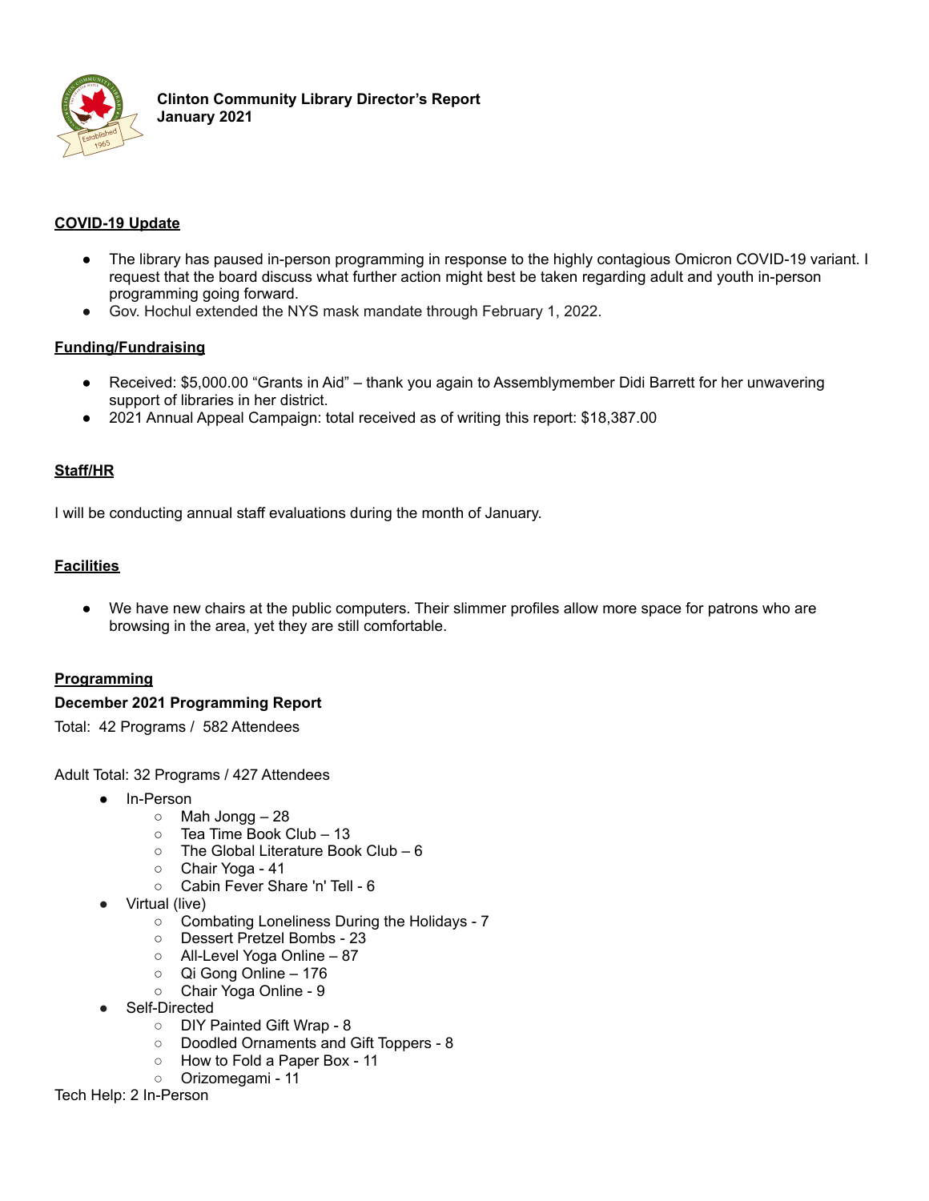**Clinton Community Library Director's Report**
**January 2021**

## COVID-19 Update

- The library has paused in-person programming in response to the highly contagious Omicron COVID-19 variant. I request that the board discuss what further action might best be taken regarding adult and youth in-person programming going forward.
- Gov. Hochul extended the NYS mask mandate through February 1, 2022.

## Funding/Fundraising

- Received: $5,000.00 "Grants in Aid" – thank you again to Assemblymember Didi Barrett for her unwavering support of libraries in her district.
- 2021 Annual Appeal Campaign: total received as of writing this report: $18,387.00

## Staff/HR

I will be conducting annual staff evaluations during the month of January.

## Facilities

- We have new chairs at the public computers. Their slimmer profiles allow more space for patrons who are browsing in the area, yet they are still comfortable.

## Programming

### December 2021 Programming Report

Total: 42 Programs / 582 Attendees

Adult Total: 32 Programs / 427 Attendees

- In-Person
  - Mah Jongg – 28
  - Tea Time Book Club – 13
  - The Global Literature Book Club – 6
  - Chair Yoga - 41
  - Cabin Fever Share 'n' Tell - 6
- Virtual (live)
  - Combating Loneliness During the Holidays - 7
  - Dessert Pretzel Bombs - 23
  - All-Level Yoga Online – 87
  - Qi Gong Online – 176
  - Chair Yoga Online - 9
- Self-Directed
  - DIY Painted Gift Wrap - 8
  - Doodled Ornaments and Gift Toppers - 8
  - How to Fold a Paper Box - 11
  - Orizomegami - 11

Tech Help: 2 In-Person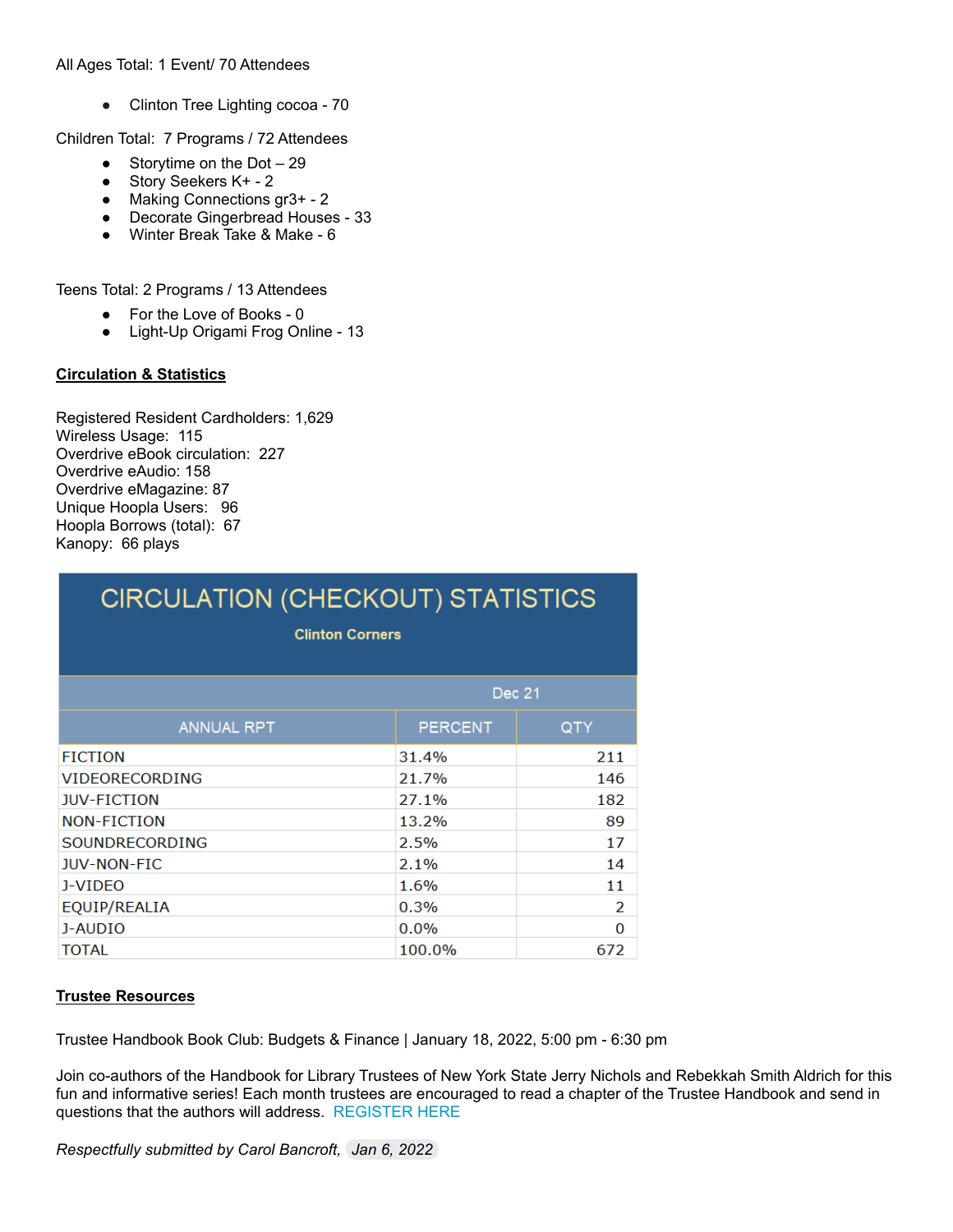All Ages Total: 1 Event/ 70 Attendees

- Clinton Tree Lighting cocoa - 70

Children Total: 7 Programs / 72 Attendees

- Storytime on the Dot – 29
- Story Seekers K+ - 2
- Making Connections gr3+ - 2
- Decorate Gingerbread Houses - 33
- Winter Break Take & Make - 6

Teens Total: 2 Programs / 13 Attendees

- For the Love of Books - 0
- Light-Up Origami Frog Online - 13

**Circulation & Statistics**

Registered Resident Cardholders: 1,629
Wireless Usage: 115
Overdrive eBook circulation: 227
Overdrive eAudio: 158
Overdrive eMagazine: 87
Unique Hoopla Users: 96
Hoopla Borrows (total): 67
Kanopy: 66 plays

CIRCULATION (CHECKOUT) STATISTICS

Clinton Corners

| | Dec 21 | |
|---|---|---|
| ANNUAL RPT | PERCENT | QTY |
| FICTION | 31.4% | 211 |
| VIDEORECORDING | 21.7% | 146 |
| JUV-FICTION | 27.1% | 182 |
| NON-FICTION | 13.2% | 89 |
| SOUNDRECORDING | 2.5% | 17 |
| JUV-NON-FIC | 2.1% | 14 |
| J-VIDEO | 1.6% | 11 |
| EQUIP/REALIA | 0.3% | 2 |
| J-AUDIO | 0.0% | 0 |
| TOTAL | 100.0% | 672 |

**Trustee Resources**

Trustee Handbook Book Club: Budgets & Finance | January 18, 2022, 5:00 pm - 6:30 pm

Join co-authors of the Handbook for Library Trustees of New York State Jerry Nichols and Rebekkah Smith Aldrich for this fun and informative series! Each month trustees are encouraged to read a chapter of the Trustee Handbook and send in questions that the authors will address. REGISTER HERE

*Respectfully submitted by Carol Bancroft, Jan 6, 2022*